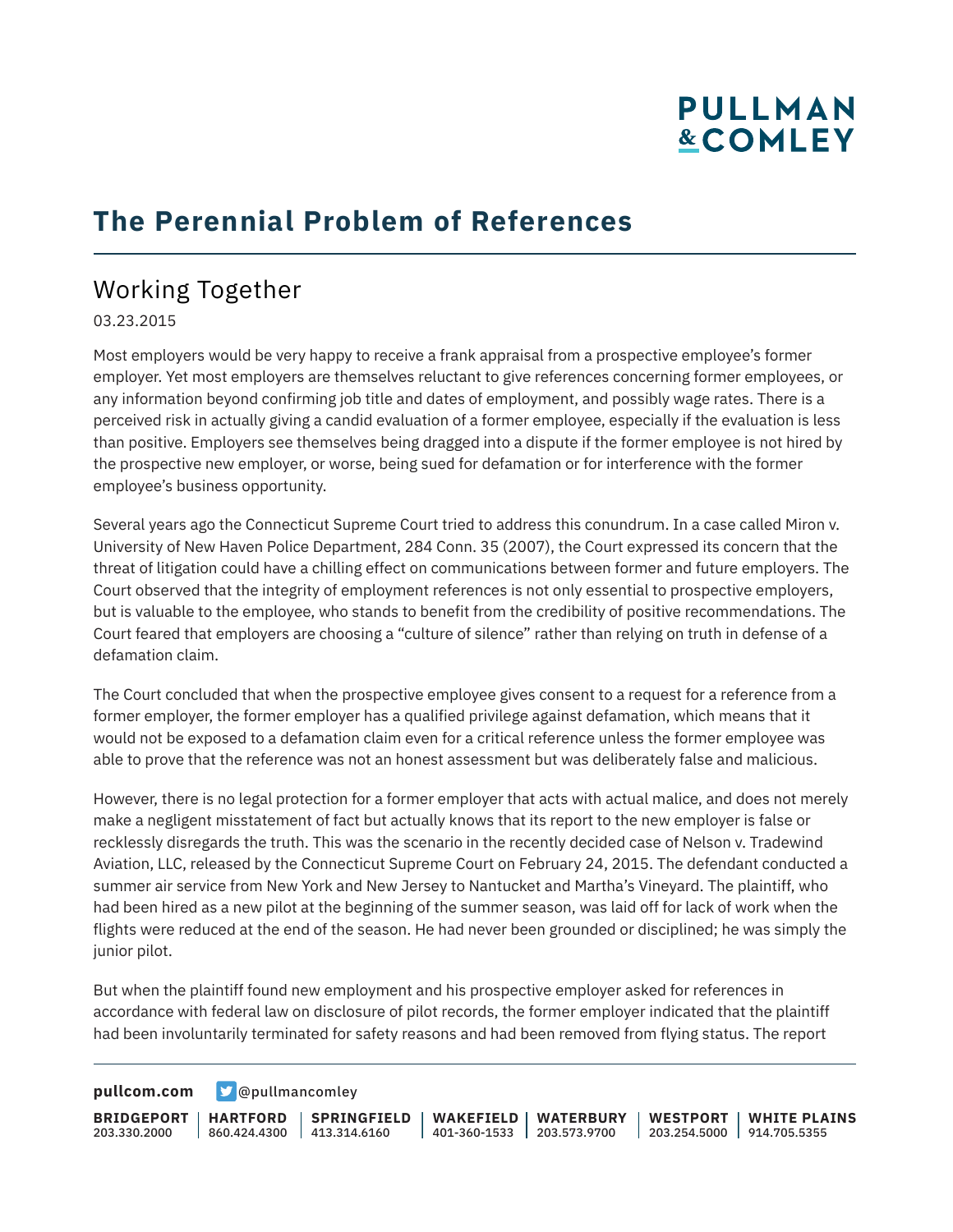# The Perennial Problem of References

## Working Together

03.23.2015

Most employers would be very happy to receive a frank appraisal from a prospective employee's former employer. Yet most employers are themselves reluctant to give references concerning former employees, or any information beyond confirming job title and dates of employment, and possibly wage rates. There is a perceived risk in actually giving a candid evaluation of a former employee, especially if the evaluation is less than positive. Employers see themselves being dragged into a dispute if the former employee is not hired by the prospective new employer, or worse, being sued for defamation or for interference with the former employee's business opportunity.

Several years ago the Connecticut Supreme Court tried to address this conundrum. In a case called Miron v. University of New Haven Police Department, 284 Conn. 35 (2007), the Court expressed its concern that the threat of litigation could have a chilling effect on communications between former and future employers. The Court observed that the integrity of employment references is not only essential to prospective employers, but is valuable to the employee, who stands to benefit from the credibility of positive recommendations. The Court feared that employers are choosing a "culture of silence" rather than relying on truth in defense of a defamation claim.

The Court concluded that when the prospective employee gives consent to a request for a reference from a former employer, the former employer has a qualified privilege against defamation, which means that it would not be exposed to a defamation claim even for a critical reference unless the former employee was able to prove that the reference was not an honest assessment but was deliberately false and malicious.

However, there is no legal protection for a former employer that acts with actual malice, and does not merely make a negligent misstatement of fact but actually knows that its report to the new employer is false or recklessly disregards the truth. This was the scenario in the recently decided case of Nelson v. Tradewind Aviation, LLC, released by the Connecticut Supreme Court on February 24, 2015. The defendant conducted a summer air service from New York and New Jersey to Nantucket and Martha's Vineyard. The plaintiff, who had been hired as a new pilot at the beginning of the summer season, was laid off for lack of work when the flights were reduced at the end of the season. He had never been grounded or disciplined; he was simply the junior pilot.

But when the plaintiff found new employment and his prospective employer asked for references in accordance with federal law on disclosure of pilot records, the former employer indicated that the plaintiff had been involuntarily terminated for safety reasons and had been removed from flying status. The report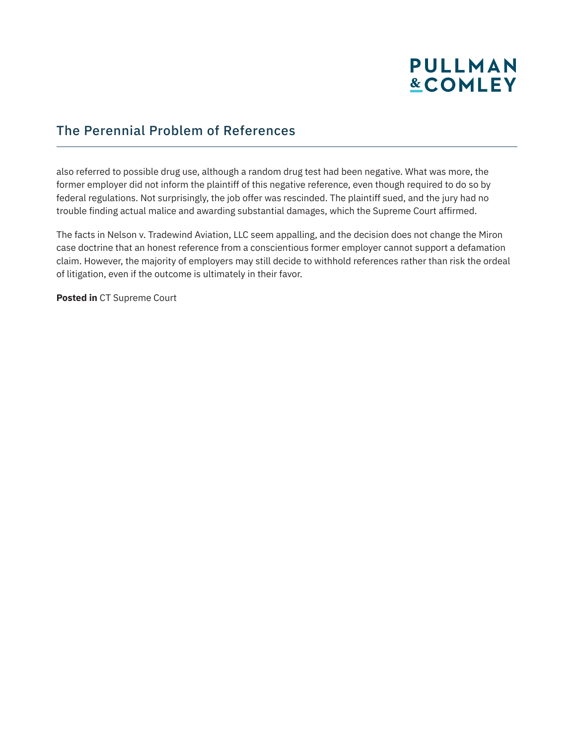also referred to possible drug use, although a random drug test had been negative. What was more, the former employer did not inform the plaintiff of this negative reference, even though required to do so by federal regulations. Not surprisingly, the job offer was rescinded. The plaintiff sued, and the jury had no trouble finding actual malice and awarding substantial damages, which the Supreme Court affirmed.

The facts in Nelson v. Tradewind Aviation, LLC seem appalling, and the decision does not change the Miron case doctrine that an honest reference from a conscientious former employer cannot support a defamation claim. However, the majority of employers may still decide to withhold references rather than risk the ordeal of litigation, even if the outcome is ultimately in their favor.

**Posted in** CT Supreme Court